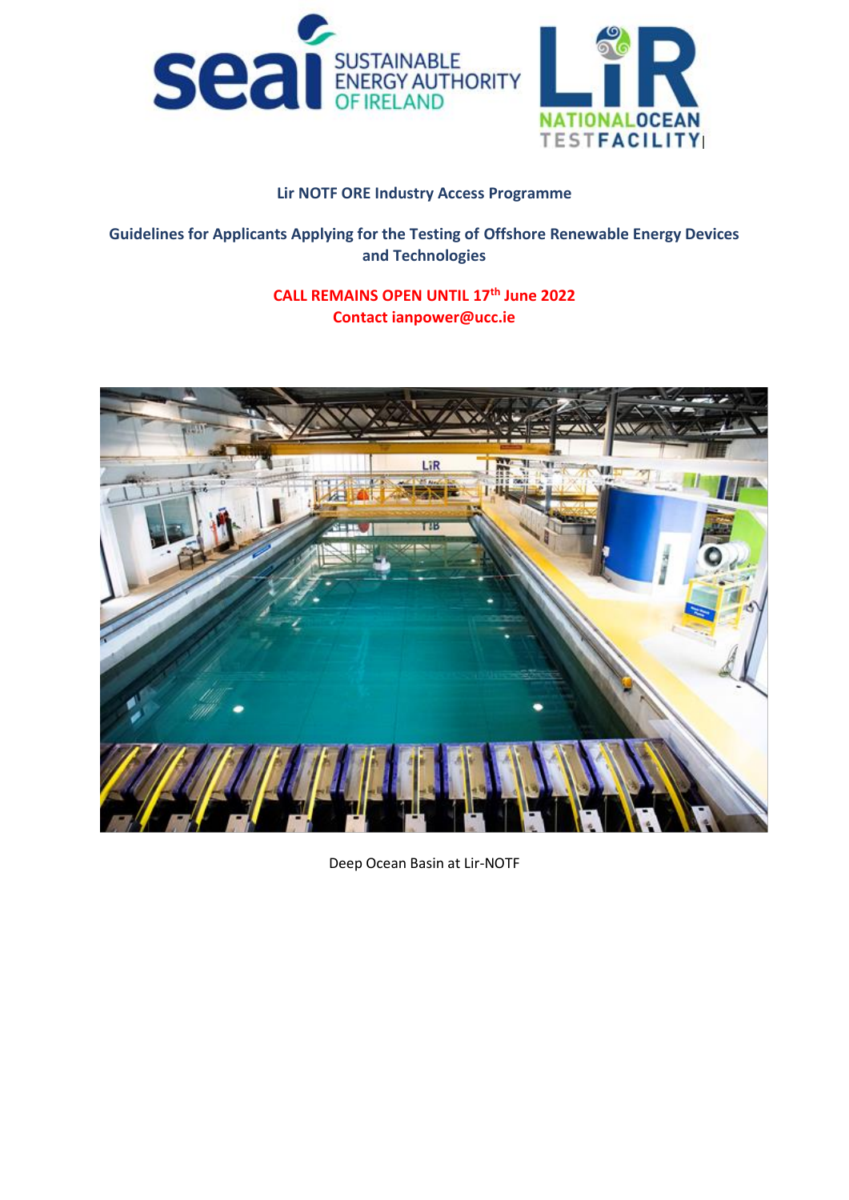**Lir NOTF ORE Industry Access Programme**

**Guidelines for Applicants Applying for the Testing of Offshore Renewable Energy Devices and Technologies**

**CALL REMAINS OPEN UNTIL 17th June 2022**
**Contact ianpower@ucc.ie**

Deep Ocean Basin at Lir-NOTF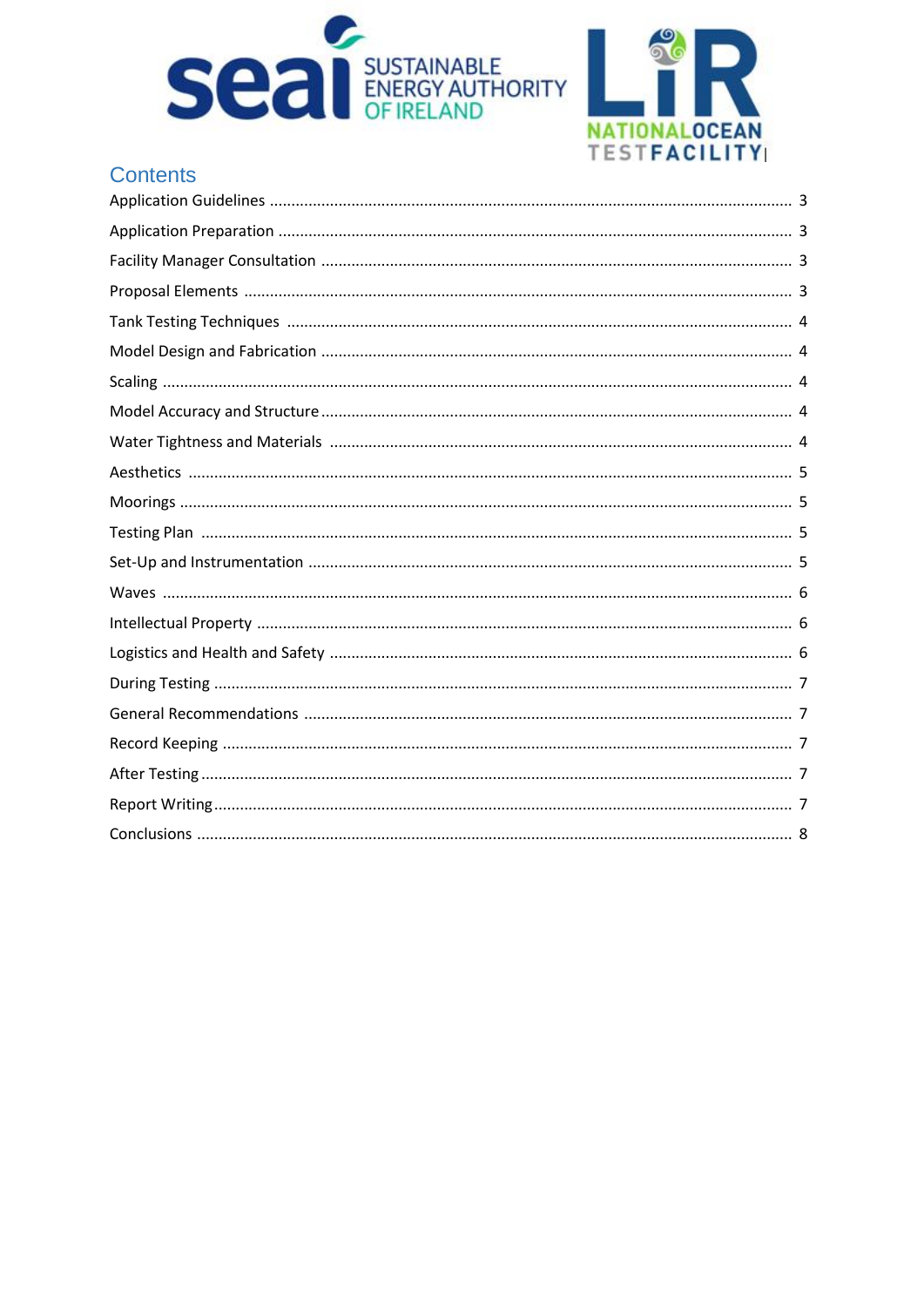## Contents

| | |
|---|---|
| Application Guidelines | 3 |
| Application Preparation | 3 |
| Facility Manager Consultation | 3 |
| Proposal Elements | 3 |
| Tank Testing Techniques | 4 |
| Model Design and Fabrication | 4 |
| Scaling | 4 |
| Model Accuracy and Structure | 4 |
| Water Tightness and Materials | 4 |
| Aesthetics | 5 |
| Moorings | 5 |
| Testing Plan | 5 |
| Set-Up and Instrumentation | 5 |
| Waves | 6 |
| Intellectual Property | 6 |
| Logistics and Health and Safety | 6 |
| During Testing | 7 |
| General Recommendations | 7 |
| Record Keeping | 7 |
| After Testing | 7 |
| Report Writing | 7 |
| Conclusions | 8 |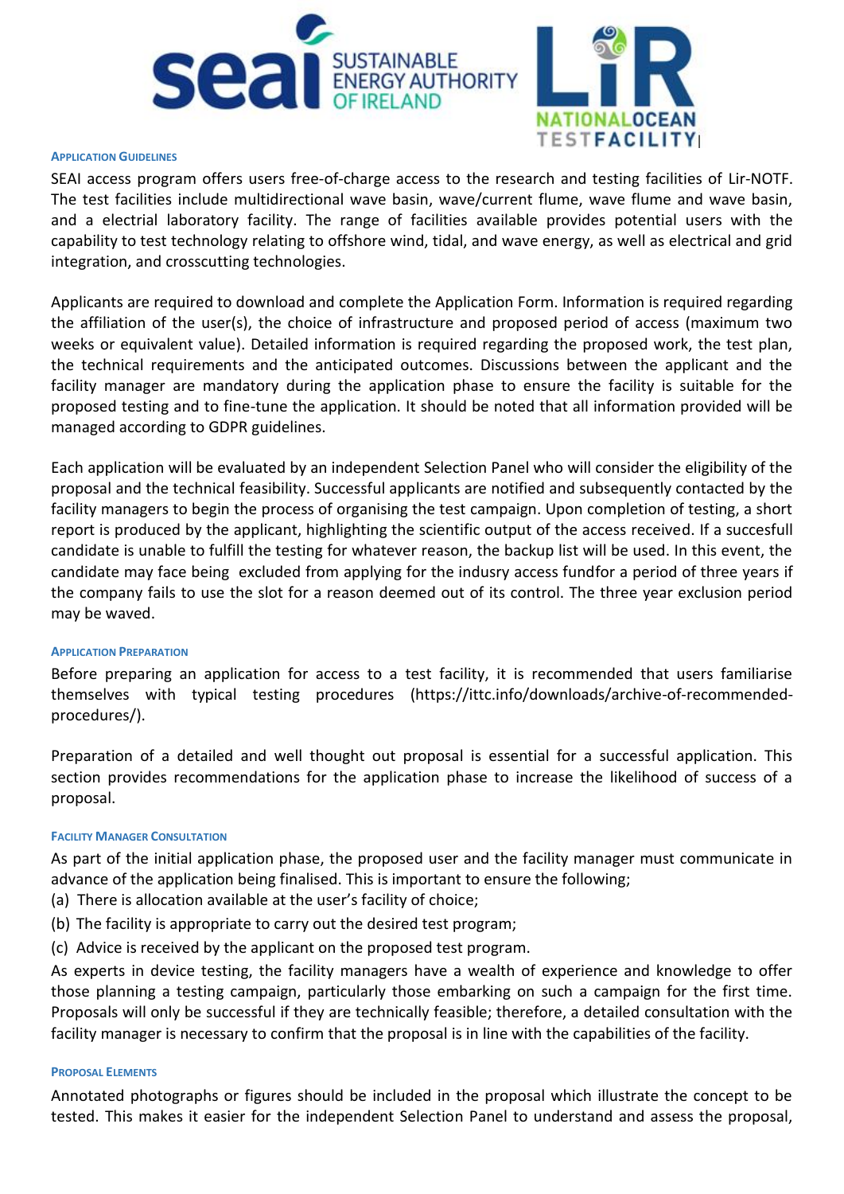#### Application Guidelines

SEAI access program offers users free-of-charge access to the research and testing facilities of Lir-NOTF. The test facilities include multidirectional wave basin, wave/current flume, wave flume and wave basin, and a electrial laboratory facility. The range of facilities available provides potential users with the capability to test technology relating to offshore wind, tidal, and wave energy, as well as electrical and grid integration, and crosscutting technologies.

Applicants are required to download and complete the Application Form. Information is required regarding the affiliation of the user(s), the choice of infrastructure and proposed period of access (maximum two weeks or equivalent value). Detailed information is required regarding the proposed work, the test plan, the technical requirements and the anticipated outcomes. Discussions between the applicant and the facility manager are mandatory during the application phase to ensure the facility is suitable for the proposed testing and to fine-tune the application. It should be noted that all information provided will be managed according to GDPR guidelines.

Each application will be evaluated by an independent Selection Panel who will consider the eligibility of the proposal and the technical feasibility. Successful applicants are notified and subsequently contacted by the facility managers to begin the process of organising the test campaign. Upon completion of testing, a short report is produced by the applicant, highlighting the scientific output of the access received. If a succesfull candidate is unable to fulfill the testing for whatever reason, the backup list will be used. In this event, the candidate may face being excluded from applying for the indusry access fundfor a period of three years if the company fails to use the slot for a reason deemed out of its control. The three year exclusion period may be waved.

#### Application Preparation

Before preparing an application for access to a test facility, it is recommended that users familiarise themselves with typical testing procedures (https://ittc.info/downloads/archive-of-recommended-procedures/).

Preparation of a detailed and well thought out proposal is essential for a successful application. This section provides recommendations for the application phase to increase the likelihood of success of a proposal.

#### Facility Manager Consultation

As part of the initial application phase, the proposed user and the facility manager must communicate in advance of the application being finalised. This is important to ensure the following;

(a) There is allocation available at the user's facility of choice;

(b) The facility is appropriate to carry out the desired test program;

(c) Advice is received by the applicant on the proposed test program.

As experts in device testing, the facility managers have a wealth of experience and knowledge to offer those planning a testing campaign, particularly those embarking on such a campaign for the first time. Proposals will only be successful if they are technically feasible; therefore, a detailed consultation with the facility manager is necessary to confirm that the proposal is in line with the capabilities of the facility.

#### Proposal Elements

Annotated photographs or figures should be included in the proposal which illustrate the concept to be tested. This makes it easier for the independent Selection Panel to understand and assess the proposal,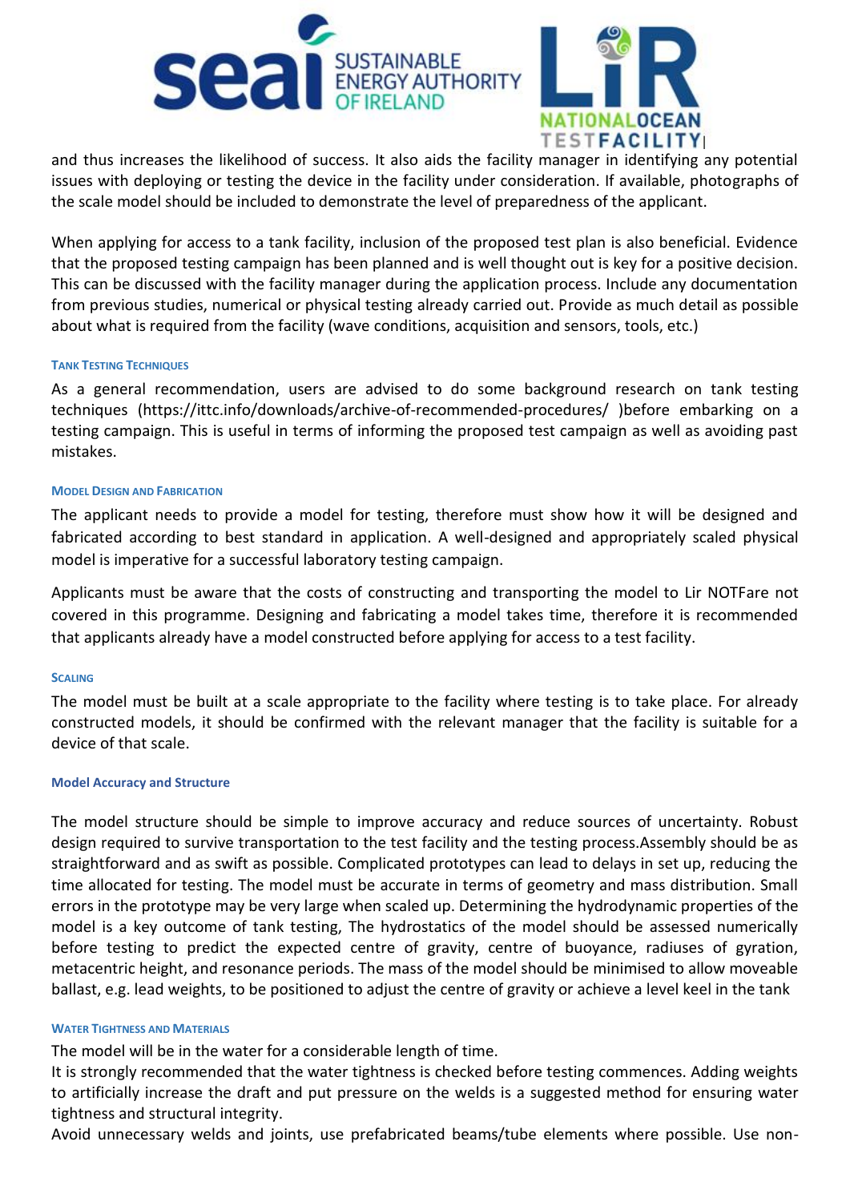and thus increases the likelihood of success. It also aids the facility manager in identifying any potential issues with deploying or testing the device in the facility under consideration. If available, photographs of the scale model should be included to demonstrate the level of preparedness of the applicant.

When applying for access to a tank facility, inclusion of the proposed test plan is also beneficial. Evidence that the proposed testing campaign has been planned and is well thought out is key for a positive decision. This can be discussed with the facility manager during the application process. Include any documentation from previous studies, numerical or physical testing already carried out. Provide as much detail as possible about what is required from the facility (wave conditions, acquisition and sensors, tools, etc.)

#### Tank Testing Techniques

As a general recommendation, users are advised to do some background research on tank testing techniques (https://ittc.info/downloads/archive-of-recommended-procedures/ )before embarking on a testing campaign. This is useful in terms of informing the proposed test campaign as well as avoiding past mistakes.

#### Model Design and Fabrication

The applicant needs to provide a model for testing, therefore must show how it will be designed and fabricated according to best standard in application. A well-designed and appropriately scaled physical model is imperative for a successful laboratory testing campaign.

Applicants must be aware that the costs of constructing and transporting the model to Lir NOTFare not covered in this programme. Designing and fabricating a model takes time, therefore it is recommended that applicants already have a model constructed before applying for access to a test facility.

#### Scaling

The model must be built at a scale appropriate to the facility where testing is to take place. For already constructed models, it should be confirmed with the relevant manager that the facility is suitable for a device of that scale.

#### Model Accuracy and Structure

The model structure should be simple to improve accuracy and reduce sources of uncertainty. Robust design required to survive transportation to the test facility and the testing process.Assembly should be as straightforward and as swift as possible. Complicated prototypes can lead to delays in set up, reducing the time allocated for testing. The model must be accurate in terms of geometry and mass distribution. Small errors in the prototype may be very large when scaled up. Determining the hydrodynamic properties of the model is a key outcome of tank testing, The hydrostatics of the model should be assessed numerically before testing to predict the expected centre of gravity, centre of buoyance, radiuses of gyration, metacentric height, and resonance periods. The mass of the model should be minimised to allow moveable ballast, e.g. lead weights, to be positioned to adjust the centre of gravity or achieve a level keel in the tank

#### Water Tightness and Materials

The model will be in the water for a considerable length of time.
It is strongly recommended that the water tightness is checked before testing commences. Adding weights to artificially increase the draft and put pressure on the welds is a suggested method for ensuring water tightness and structural integrity.
Avoid unnecessary welds and joints, use prefabricated beams/tube elements where possible. Use non-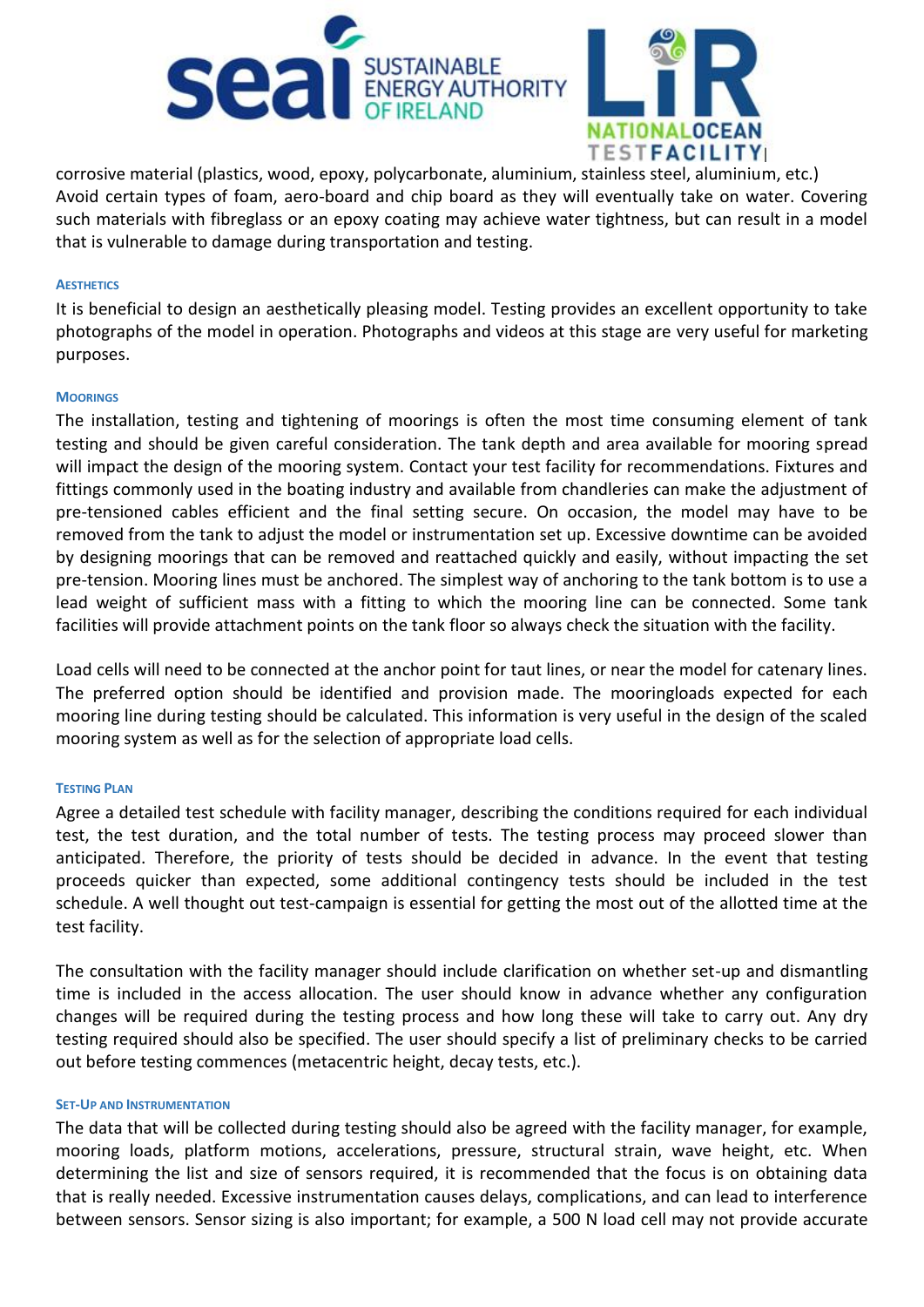corrosive material (plastics, wood, epoxy, polycarbonate, aluminium, stainless steel, aluminium, etc.) Avoid certain types of foam, aero-board and chip board as they will eventually take on water. Covering such materials with fibreglass or an epoxy coating may achieve water tightness, but can result in a model that is vulnerable to damage during transportation and testing.

#### Aesthetics

It is beneficial to design an aesthetically pleasing model. Testing provides an excellent opportunity to take photographs of the model in operation. Photographs and videos at this stage are very useful for marketing purposes.

#### Moorings

The installation, testing and tightening of moorings is often the most time consuming element of tank testing and should be given careful consideration. The tank depth and area available for mooring spread will impact the design of the mooring system. Contact your test facility for recommendations. Fixtures and fittings commonly used in the boating industry and available from chandleries can make the adjustment of pre-tensioned cables efficient and the final setting secure. On occasion, the model may have to be removed from the tank to adjust the model or instrumentation set up. Excessive downtime can be avoided by designing moorings that can be removed and reattached quickly and easily, without impacting the set pre-tension. Mooring lines must be anchored. The simplest way of anchoring to the tank bottom is to use a lead weight of sufficient mass with a fitting to which the mooring line can be connected. Some tank facilities will provide attachment points on the tank floor so always check the situation with the facility.

Load cells will need to be connected at the anchor point for taut lines, or near the model for catenary lines. The preferred option should be identified and provision made. The mooringloads expected for each mooring line during testing should be calculated. This information is very useful in the design of the scaled mooring system as well as for the selection of appropriate load cells.

#### Testing Plan

Agree a detailed test schedule with facility manager, describing the conditions required for each individual test, the test duration, and the total number of tests. The testing process may proceed slower than anticipated. Therefore, the priority of tests should be decided in advance. In the event that testing proceeds quicker than expected, some additional contingency tests should be included in the test schedule. A well thought out test-campaign is essential for getting the most out of the allotted time at the test facility.

The consultation with the facility manager should include clarification on whether set-up and dismantling time is included in the access allocation. The user should know in advance whether any configuration changes will be required during the testing process and how long these will take to carry out. Any dry testing required should also be specified. The user should specify a list of preliminary checks to be carried out before testing commences (metacentric height, decay tests, etc.).

#### Set-Up and Instrumentation

The data that will be collected during testing should also be agreed with the facility manager, for example, mooring loads, platform motions, accelerations, pressure, structural strain, wave height, etc. When determining the list and size of sensors required, it is recommended that the focus is on obtaining data that is really needed. Excessive instrumentation causes delays, complications, and can lead to interference between sensors. Sensor sizing is also important; for example, a 500 N load cell may not provide accurate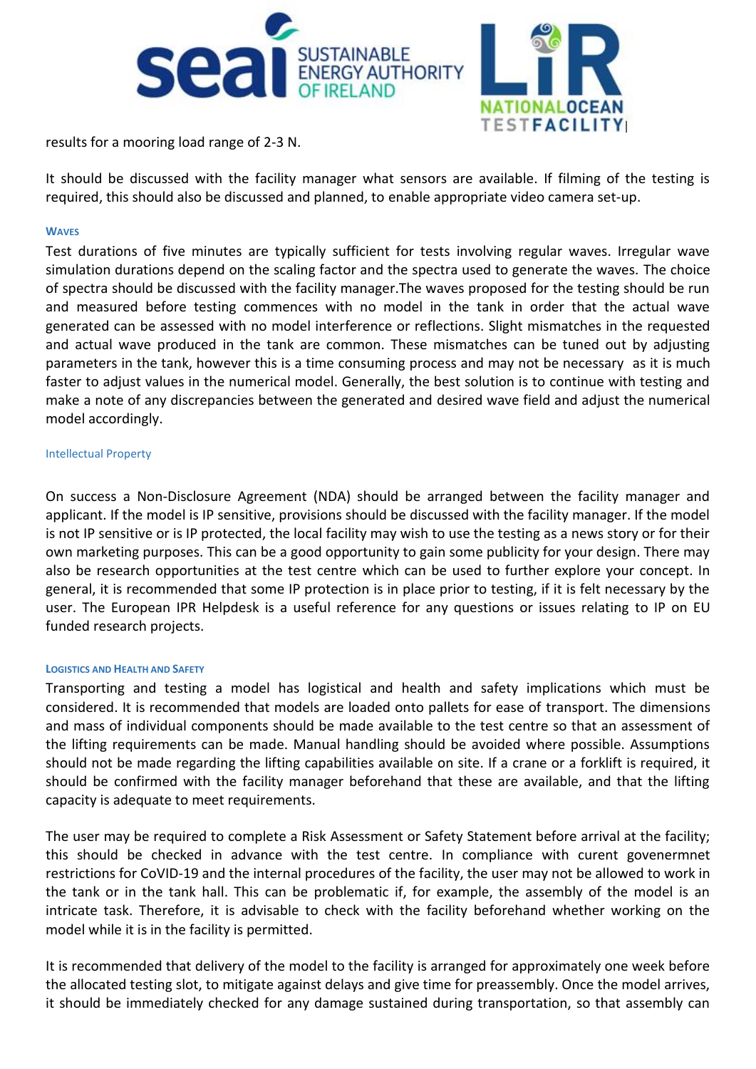results for a mooring load range of 2-3 N.

It should be discussed with the facility manager what sensors are available. If filming of the testing is required, this should also be discussed and planned, to enable appropriate video camera set-up.

#### Waves

Test durations of five minutes are typically sufficient for tests involving regular waves. Irregular wave simulation durations depend on the scaling factor and the spectra used to generate the waves. The choice of spectra should be discussed with the facility manager.The waves proposed for the testing should be run and measured before testing commences with no model in the tank in order that the actual wave generated can be assessed with no model interference or reflections. Slight mismatches in the requested and actual wave produced in the tank are common. These mismatches can be tuned out by adjusting parameters in the tank, however this is a time consuming process and may not be necessary  as it is much faster to adjust values in the numerical model. Generally, the best solution is to continue with testing and make a note of any discrepancies between the generated and desired wave field and adjust the numerical model accordingly.

#### Intellectual Property

On success a Non-Disclosure Agreement (NDA) should be arranged between the facility manager and applicant. If the model is IP sensitive, provisions should be discussed with the facility manager. If the model is not IP sensitive or is IP protected, the local facility may wish to use the testing as a news story or for their own marketing purposes. This can be a good opportunity to gain some publicity for your design. There may also be research opportunities at the test centre which can be used to further explore your concept. In general, it is recommended that some IP protection is in place prior to testing, if it is felt necessary by the user. The European IPR Helpdesk is a useful reference for any questions or issues relating to IP on EU funded research projects.

#### Logistics and Health and Safety

Transporting and testing a model has logistical and health and safety implications which must be considered. It is recommended that models are loaded onto pallets for ease of transport. The dimensions and mass of individual components should be made available to the test centre so that an assessment of the lifting requirements can be made. Manual handling should be avoided where possible. Assumptions should not be made regarding the lifting capabilities available on site. If a crane or a forklift is required, it should be confirmed with the facility manager beforehand that these are available, and that the lifting capacity is adequate to meet requirements.

The user may be required to complete a Risk Assessment or Safety Statement before arrival at the facility; this should be checked in advance with the test centre. In compliance with curent govenermnet restrictions for CoVID-19 and the internal procedures of the facility, the user may not be allowed to work in the tank or in the tank hall. This can be problematic if, for example, the assembly of the model is an intricate task. Therefore, it is advisable to check with the facility beforehand whether working on the model while it is in the facility is permitted.

It is recommended that delivery of the model to the facility is arranged for approximately one week before the allocated testing slot, to mitigate against delays and give time for preassembly. Once the model arrives, it should be immediately checked for any damage sustained during transportation, so that assembly can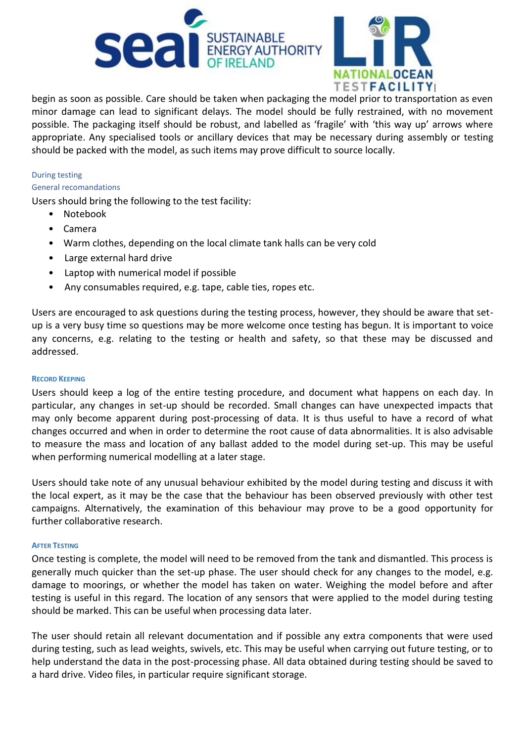begin as soon as possible. Care should be taken when packaging the model prior to transportation as even minor damage can lead to significant delays. The model should be fully restrained, with no movement possible. The packaging itself should be robust, and labelled as 'fragile' with 'this way up' arrows where appropriate. Any specialised tools or ancillary devices that may be necessary during assembly or testing should be packed with the model, as such items may prove difficult to source locally.

### During testing

#### General recomandations

Users should bring the following to the test facility:

- Notebook
- Camera
- Warm clothes, depending on the local climate tank halls can be very cold
- Large external hard drive
- Laptop with numerical model if possible
- Any consumables required, e.g. tape, cable ties, ropes etc.

Users are encouraged to ask questions during the testing process, however, they should be aware that set-up is a very busy time so questions may be more welcome once testing has begun. It is important to voice any concerns, e.g. relating to the testing or health and safety, so that these may be discussed and addressed.

#### Record Keeping

Users should keep a log of the entire testing procedure, and document what happens on each day. In particular, any changes in set-up should be recorded. Small changes can have unexpected impacts that may only become apparent during post-processing of data. It is thus useful to have a record of what changes occurred and when in order to determine the root cause of data abnormalities. It is also advisable to measure the mass and location of any ballast added to the model during set-up. This may be useful when performing numerical modelling at a later stage.

Users should take note of any unusual behaviour exhibited by the model during testing and discuss it with the local expert, as it may be the case that the behaviour has been observed previously with other test campaigns. Alternatively, the examination of this behaviour may prove to be a good opportunity for further collaborative research.

#### After Testing

Once testing is complete, the model will need to be removed from the tank and dismantled. This process is generally much quicker than the set-up phase. The user should check for any changes to the model, e.g. damage to moorings, or whether the model has taken on water. Weighing the model before and after testing is useful in this regard. The location of any sensors that were applied to the model during testing should be marked. This can be useful when processing data later.

The user should retain all relevant documentation and if possible any extra components that were used during testing, such as lead weights, swivels, etc. This may be useful when carrying out future testing, or to help understand the data in the post-processing phase. All data obtained during testing should be saved to a hard drive. Video files, in particular require significant storage.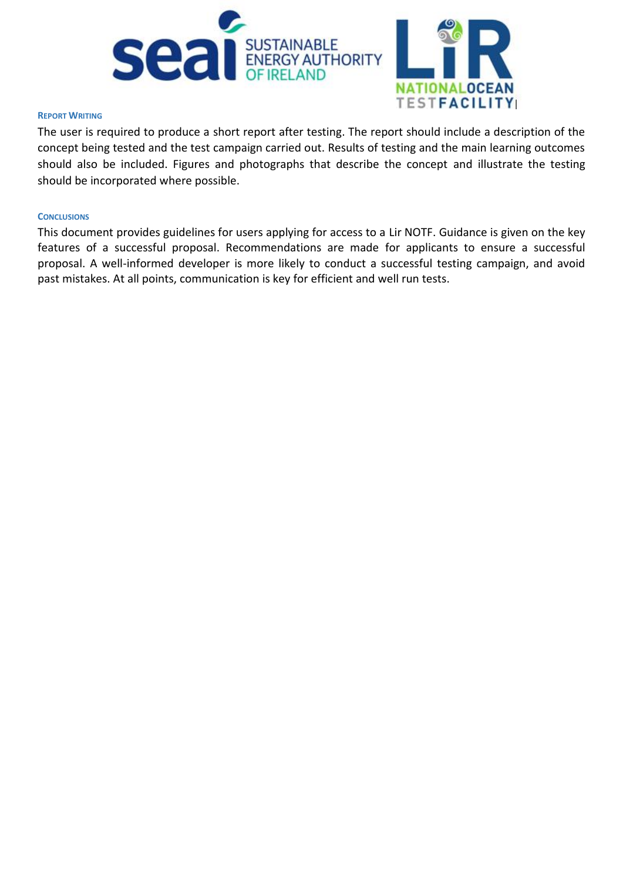## Report Writing

The user is required to produce a short report after testing. The report should include a description of the concept being tested and the test campaign carried out. Results of testing and the main learning outcomes should also be included. Figures and photographs that describe the concept and illustrate the testing should be incorporated where possible.

## Conclusions

This document provides guidelines for users applying for access to a Lir NOTF. Guidance is given on the key features of a successful proposal. Recommendations are made for applicants to ensure a successful proposal. A well-informed developer is more likely to conduct a successful testing campaign, and avoid past mistakes. At all points, communication is key for efficient and well run tests.